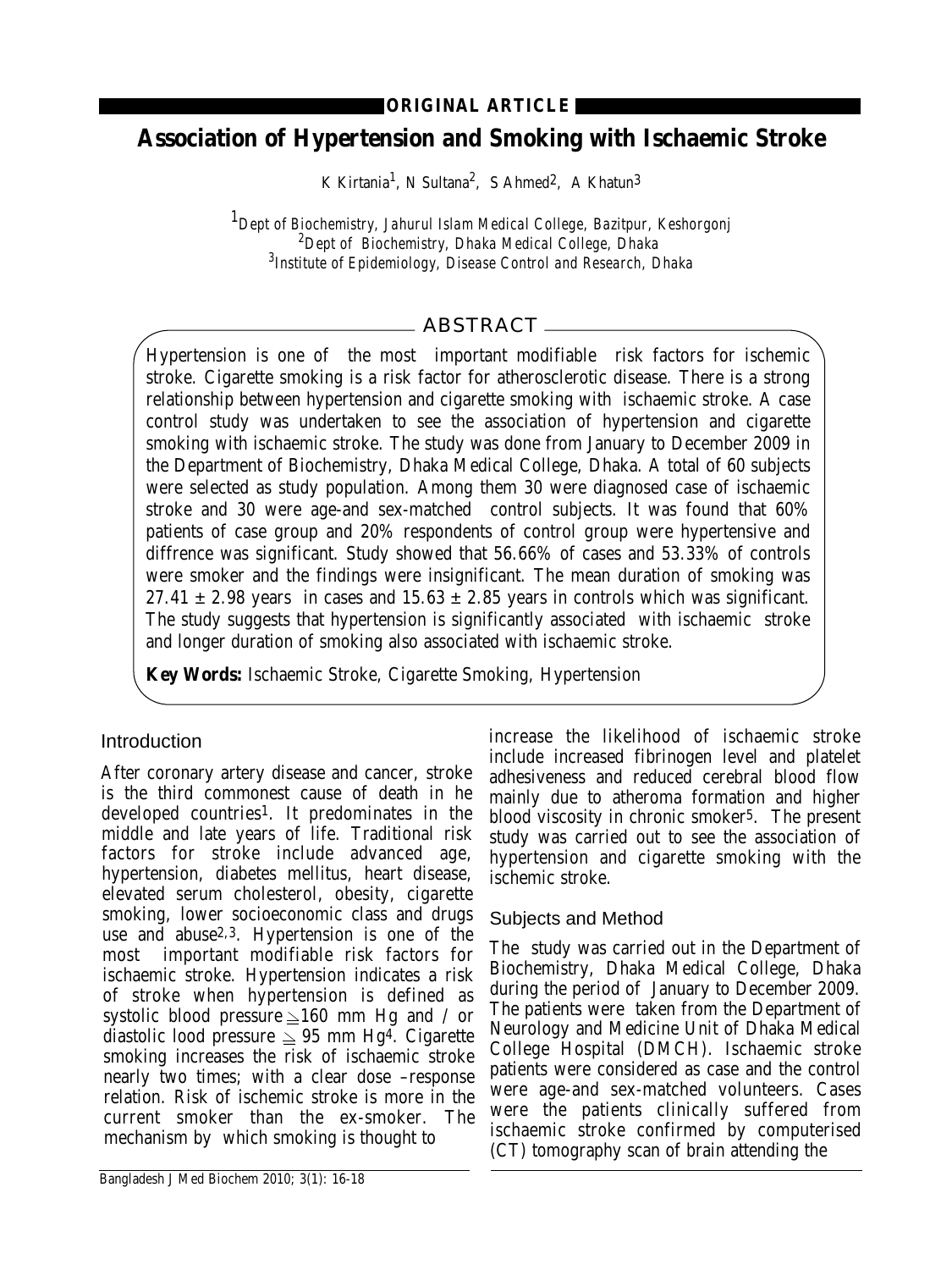ORIGINAL ARTICLE

# Association of Hypertension and Smoking with Ischaemic Stroke

K Kirtania[1], N Sultana[2], S Ahmed[2], A Khatun[3]

[1]*Dept of Biochemistry, Jahurul Islam Medical College, Bazitpur, Keshorgonj*
[2]*Dept of Biochemistry, Dhaka Medical College, Dhaka*
[3]*Institute of Epidemiology, Disease Control and Research, Dhaka*

## ABSTRACT

Hypertension is one of the most important modifiable risk factors for ischemic stroke. Cigarette smoking is a risk factor for atherosclerotic disease. There is a strong relationship between hypertension and cigarette smoking with ischaemic stroke. A case control study was undertaken to see the association of hypertension and cigarette smoking with ischaemic stroke. The study was done from January to December 2009 in the Department of Biochemistry, Dhaka Medical College, Dhaka. A total of 60 subjects were selected as study population. Among them 30 were diagnosed case of ischaemic stroke and 30 were age-and sex-matched control subjects. It was found that 60% patients of case group and 20% respondents of control group were hypertensive and diffrence was significant. Study showed that 56.66% of cases and 53.33% of controls were smoker and the findings were insignificant. The mean duration of smoking was $27.41 \pm 2.98$ years in cases and $15.63 \pm 2.85$ years in controls which was significant. The study suggests that hypertension is significantly associated with ischaemic stroke and longer duration of smoking also associated with ischaemic stroke.

**Key Words:** Ischaemic Stroke, Cigarette Smoking, Hypertension

## Introduction

After coronary artery disease and cancer, stroke is the third commonest cause of death in he developed countries[1]. It predominates in the middle and late years of life. Traditional risk factors for stroke include advanced age, hypertension, diabetes mellitus, heart disease, elevated serum cholesterol, obesity, cigarette smoking, lower socioeconomic class and drugs use and abuse[2,3]. Hypertension is one of the most important modifiable risk factors for ischaemic stroke. Hypertension indicates a risk of stroke when hypertension is defined as systolic blood pressure $\geqq 160$ mm Hg and / or diastolic lood pressure $\geqq 95$ mm Hg[4]. Cigarette smoking increases the risk of ischaemic stroke nearly two times; with a clear dose –response relation. Risk of ischemic stroke is more in the current smoker than the ex-smoker. The mechanism by which smoking is thought to increase the likelihood of ischaemic stroke include increased fibrinogen level and platelet adhesiveness and reduced cerebral blood flow mainly due to atheroma formation and higher blood viscosity in chronic smoker[5]. The present study was carried out to see the association of hypertension and cigarette smoking with the ischemic stroke.

## Subjects and Method

The study was carried out in the Department of Biochemistry, Dhaka Medical College, Dhaka during the period of January to December 2009. The patients were taken from the Department of Neurology and Medicine Unit of Dhaka Medical College Hospital (DMCH). Ischaemic stroke patients were considered as case and the control were age-and sex-matched volunteers. Cases were the patients clinically suffered from ischaemic stroke confirmed by computerised (CT) tomography scan of brain attending the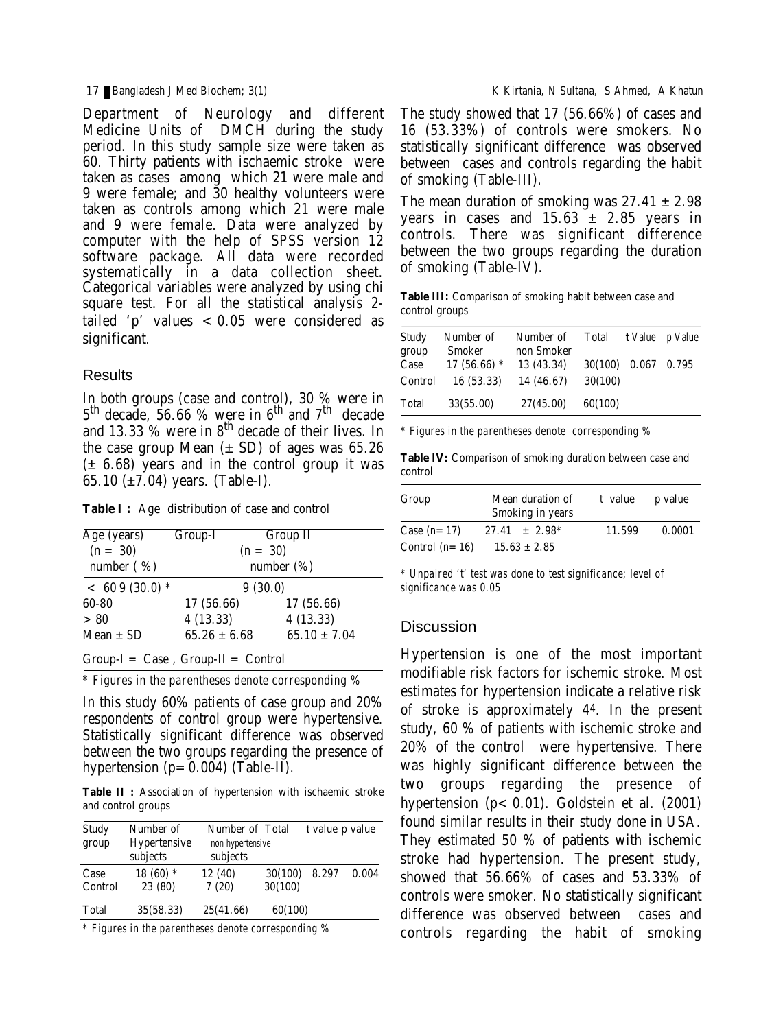Department of Neurology and different Medicine Units of DMCH during the study period. In this study sample size were taken as 60. Thirty patients with ischaemic stroke were taken as cases among which 21 were male and 9 were female; and 30 healthy volunteers were taken as controls among which 21 were male and 9 were female. Data were analyzed by computer with the help of SPSS version 12 software package. All data were recorded systematically in a data collection sheet. Categorical variables were analyzed by using chi square test. For all the statistical analysis 2-tailed 'p' values < 0.05 were considered as significant.

## Results

In both groups (case and control), 30 % were in 5th decade, 56.66 % were in 6th and 7th decade and 13.33 % were in 8th decade of their lives. In the case group Mean (± SD) of ages was 65.26 (± 6.68) years and in the control group it was 65.10 (±7.04) years. (Table-I).

**Table I :** Age distribution of case and control

| Age (years) | Group-I (n = 30) number ( %) | Group II (n = 30) number (%) |
|---|---|---|
| < 60 | 9 (30.0) * | 9 (30.0) |
| 60-80 | 17 (56.66) | 17 (56.66) |
| > 80 | 4 (13.33) | 4 (13.33) |
| Mean ± SD | 65.26 ± 6.68 | 65.10 ± 7.04 |

Group-I = Case , Group-II = Control

* Figures in the parentheses denote corresponding %

In this study 60% patients of case group and 20% respondents of control group were hypertensive. Statistically significant difference was observed between the two groups regarding the presence of hypertension (p= 0.004) (Table-II).

**Table II :** Association of hypertension with ischaemic stroke and control groups

| Study group | Number of Hypertensive subjects | Number of non hypertensive subjects | Total | t value | p value |
|---|---|---|---|---|---|
| Case | 18 (60) * | 12 (40) | 30(100) | 8.297 | 0.004 |
| Control | 23 (80) | 7 (20) | 30(100) | | |
| Total | 35(58.33) | 25(41.66) | 60(100) | | |

* Figures in the parentheses denote corresponding %

The study showed that 17 (56.66%) of cases and 16 (53.33%) of controls were smokers. No statistically significant difference was observed between cases and controls regarding the habit of smoking (Table-III).

The mean duration of smoking was 27.41 ± 2.98 years in cases and 15.63 ± 2.85 years in controls. There was significant difference between the two groups regarding the duration of smoking (Table-IV).

**Table III:** Comparison of smoking habit between case and control groups

| Study group | Number of Smoker | Number of non Smoker | Total | **t** Value | p Value |
|---|---|---|---|---|---|
| Case | 17 (56.66) * | 13 (43.34) | 30(100) | 0.067 | 0.795 |
| Control | 16 (53.33) | 14 (46.67) | 30(100) | | |
| Total | 33(55.00) | 27(45.00) | 60(100) | | |

* Figures in the parentheses denote corresponding %

**Table IV:** Comparison of smoking duration between case and control

| Group | Mean duration of Smoking in years | t value | p value |
|---|---|---|---|
| Case (n= 17) | 27.41 ± 2.98* | 11.599 | 0.0001 |
| Control (n= 16) | 15.63 ± 2.85 | | |

* Unpaired 't' test was done to test significance; level of significance was 0.05

## Discussion

Hypertension is one of the most important modifiable risk factors for ischemic stroke. Most estimates for hypertension indicate a relative risk of stroke is approximately 4[4]. In the present study, 60 % of patients with ischemic stroke and 20% of the control were hypertensive. There was highly significant difference between the two groups regarding the presence of hypertension (p< 0.01). Goldstein et al. (2001) found similar results in their study done in USA. They estimated 50 % of patients with ischemic stroke had hypertension. The present study, showed that 56.66% of cases and 53.33% of controls were smoker. No statistically significant difference was observed between cases and controls regarding the habit of smoking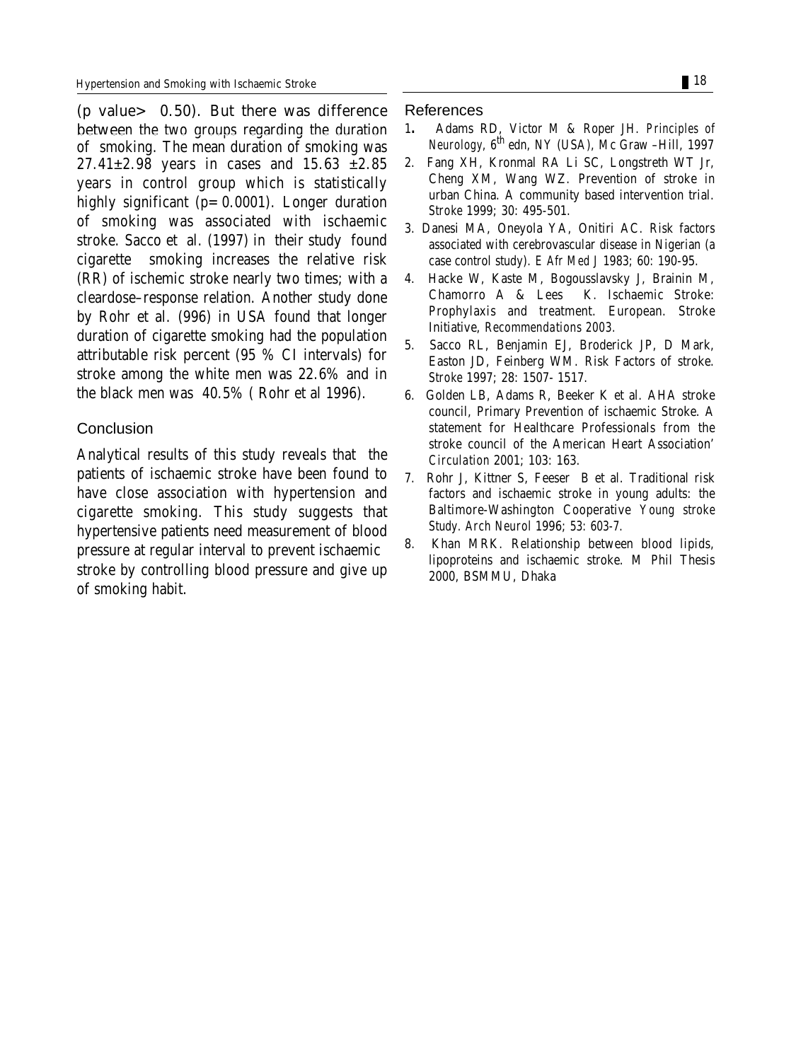(p value> 0.50). But there was difference between the two groups regarding the duration of smoking. The mean duration of smoking was 27.41±2.98 years in cases and 15.63 ±2.85 years in control group which is statistically highly significant (p= 0.0001). Longer duration of smoking was associated with ischaemic stroke. Sacco et al. (1997) in their study found cigarette smoking increases the relative risk (RR) of ischemic stroke nearly two times; with a cleardose–response relation. Another study done by Rohr et al. (996) in USA found that longer duration of cigarette smoking had the population attributable risk percent (95 % CI intervals) for stroke among the white men was 22.6% and in the black men was 40.5% ( Rohr et al 1996).

## Conclusion

Analytical results of this study reveals that the patients of ischaemic stroke have been found to have close association with hypertension and cigarette smoking. This study suggests that hypertensive patients need measurement of blood pressure at regular interval to prevent ischaemic stroke by controlling blood pressure and give up of smoking habit.

## References

1. Adams RD, Victor M & Roper JH. *Principles of Neurology*, 6th edn, NY (USA), Mc Graw –Hill, 1997
2. Fang XH, Kronmal RA Li SC, Longstreth WT Jr, Cheng XM, Wang WZ. Prevention of stroke in urban China. A community based intervention trial. *Stroke* 1999; 30: 495-501.
3. Danesi MA, Oneyola YA, Onitiri AC. Risk factors associated with cerebrovascular disease in Nigerian (a case control study). *E Afr Med J* 1983; 60: 190-95.
4. Hacke W, Kaste M, Bogousslavsky J, Brainin M, Chamorro A & Lees K. Ischaemic Stroke: Prophylaxis and treatment. European. Stroke Initiative, *Recommendations 2003.*
5. Sacco RL, Benjamin EJ, Broderick JP, D Mark, Easton JD, Feinberg WM. Risk Factors of stroke. *Stroke* 1997; 28: 1507- 1517.
6. Golden LB, Adams R, Beeker K et al. AHA stroke council, Primary Prevention of ischaemic Stroke. A statement for Healthcare Professionals from the stroke council of the American Heart Association' *Circulation* 2001; 103: 163.
7. Rohr J, Kittner S, Feeser B et al. Traditional risk factors and ischaemic stroke in young adults: the Baltimore-Washington Cooperative Young stroke Study. *Arch Neurol* 1996; 53: 603-7.
8. Khan MRK. Relationship between blood lipids, lipoproteins and ischaemic stroke. M Phil Thesis 2000, BSMMU, Dhaka